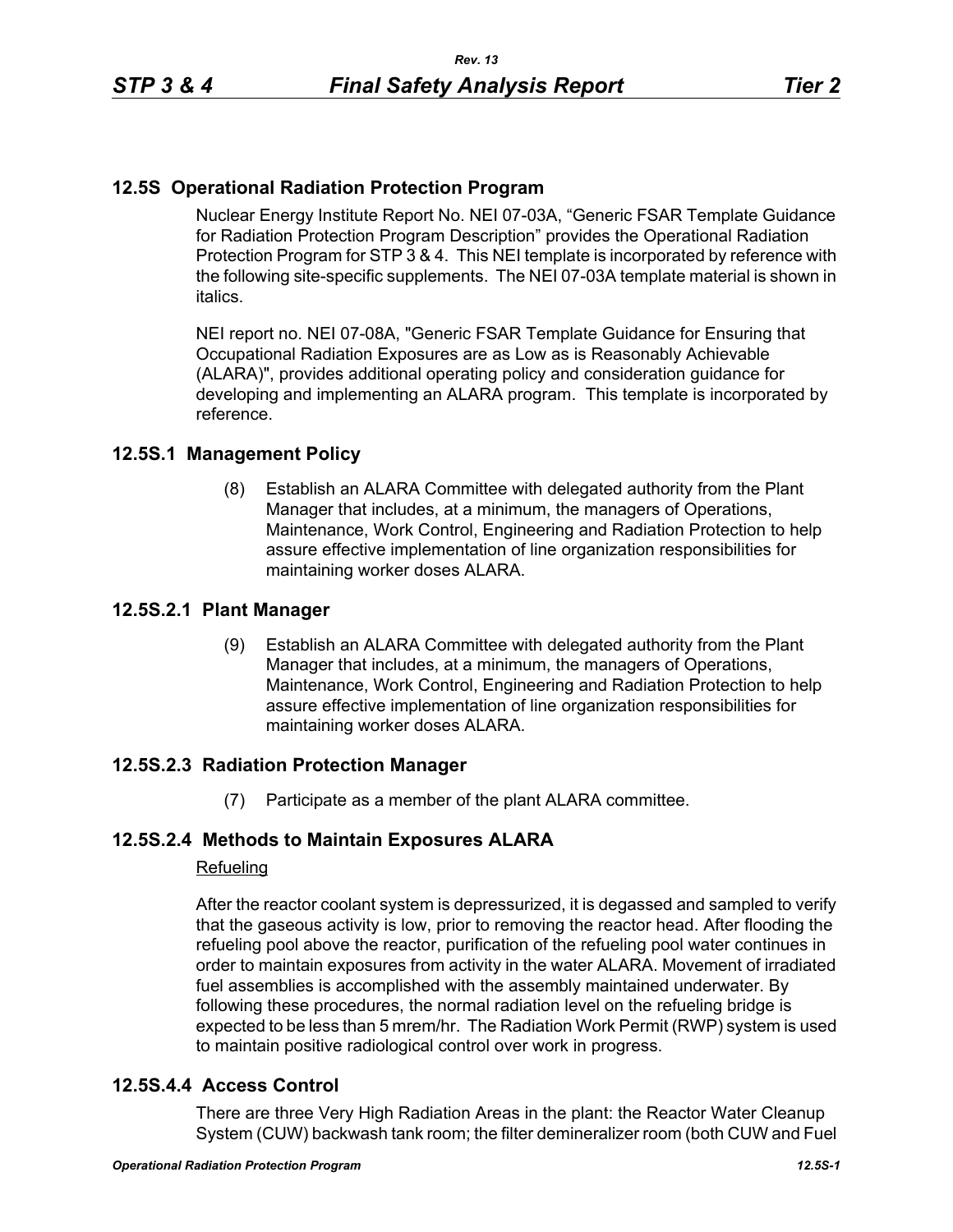## 12.5S Operational Radiation Protection Program

Nuclear Energy Institute Report No. NEI 07-03A, "Generic FSAR Template Guidance for Radiation Protection Program Description" provides the Operational Radiation Protection Program for STP 3 & 4. This NEI template is incorporated by reference with the following site-specific supplements. The NEI 07-03A template material is shown in italics.

NEI report no. NEI 07-08A, "Generic FSAR Template Guidance for Ensuring that Occupational Radiation Exposures are as Low as is Reasonably Achievable (ALARA)", provides additional operating policy and consideration guidance for developing and implementing an ALARA program. This template is incorporated by reference.

### 12.5S.1 Management Policy

(8) Establish an ALARA Committee with delegated authority from the Plant Manager that includes, at a minimum, the managers of Operations, Maintenance, Work Control, Engineering and Radiation Protection to help assure effective implementation of line organization responsibilities for maintaining worker doses ALARA.

### 12.5S.2.1 Plant Manager

(9) Establish an ALARA Committee with delegated authority from the Plant Manager that includes, at a minimum, the managers of Operations, Maintenance, Work Control, Engineering and Radiation Protection to help assure effective implementation of line organization responsibilities for maintaining worker doses ALARA.

### 12.5S.2.3 Radiation Protection Manager

(7) Participate as a member of the plant ALARA committee.

### 12.5S.2.4 Methods to Maintain Exposures ALARA

Refueling

After the reactor coolant system is depressurized, it is degassed and sampled to verify that the gaseous activity is low, prior to removing the reactor head. After flooding the refueling pool above the reactor, purification of the refueling pool water continues in order to maintain exposures from activity in the water ALARA. Movement of irradiated fuel assemblies is accomplished with the assembly maintained underwater. By following these procedures, the normal radiation level on the refueling bridge is expected to be less than 5 mrem/hr. The Radiation Work Permit (RWP) system is used to maintain positive radiological control over work in progress.

### 12.5S.4.4 Access Control

There are three Very High Radiation Areas in the plant: the Reactor Water Cleanup System (CUW) backwash tank room; the filter demineralizer room (both CUW and Fuel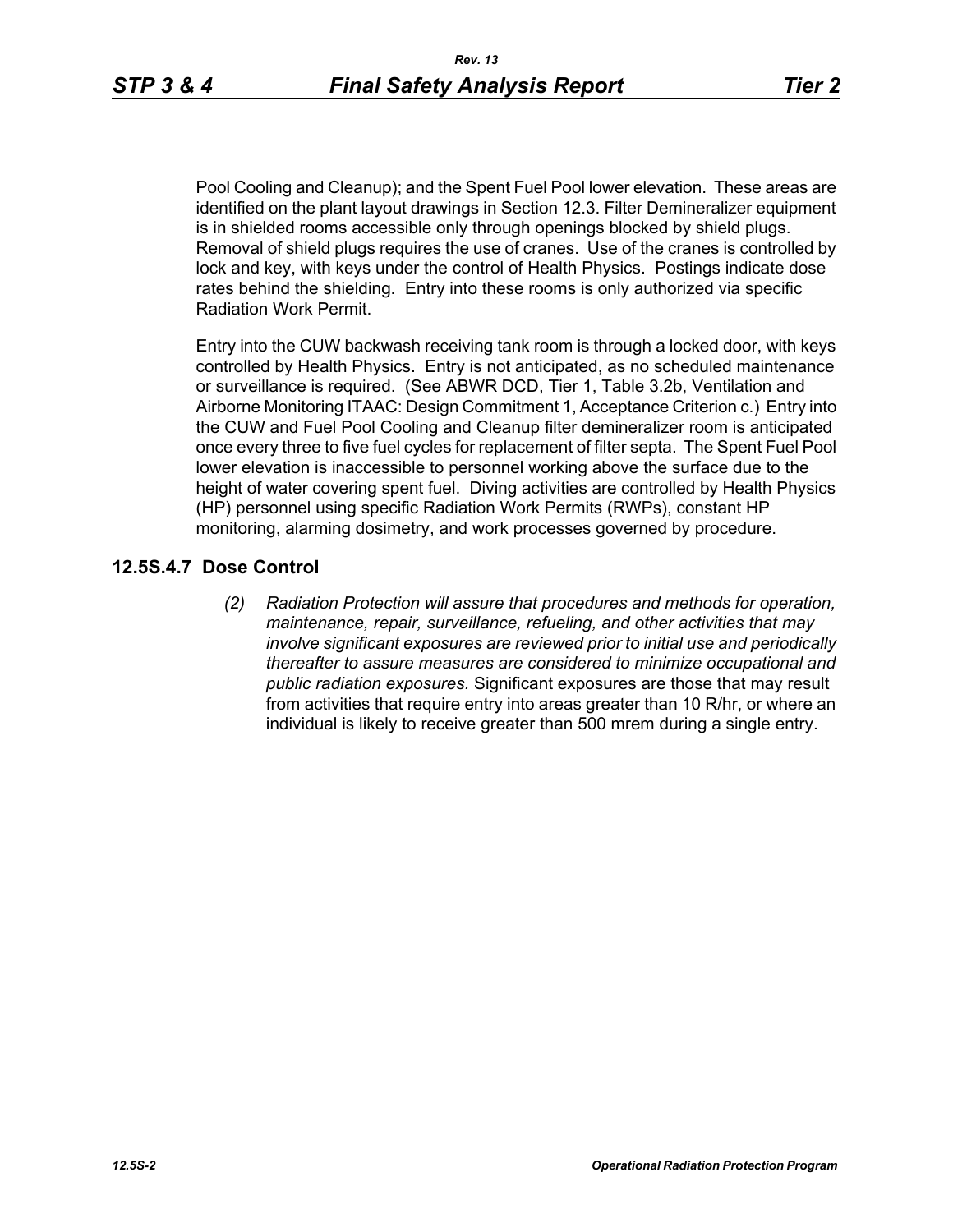Pool Cooling and Cleanup); and the Spent Fuel Pool lower elevation. These areas are identified on the plant layout drawings in Section 12.3. Filter Demineralizer equipment is in shielded rooms accessible only through openings blocked by shield plugs. Removal of shield plugs requires the use of cranes. Use of the cranes is controlled by lock and key, with keys under the control of Health Physics. Postings indicate dose rates behind the shielding. Entry into these rooms is only authorized via specific Radiation Work Permit.

Entry into the CUW backwash receiving tank room is through a locked door, with keys controlled by Health Physics. Entry is not anticipated, as no scheduled maintenance or surveillance is required. (See ABWR DCD, Tier 1, Table 3.2b, Ventilation and Airborne Monitoring ITAAC: Design Commitment 1, Acceptance Criterion c.) Entry into the CUW and Fuel Pool Cooling and Cleanup filter demineralizer room is anticipated once every three to five fuel cycles for replacement of filter septa. The Spent Fuel Pool lower elevation is inaccessible to personnel working above the surface due to the height of water covering spent fuel. Diving activities are controlled by Health Physics (HP) personnel using specific Radiation Work Permits (RWPs), constant HP monitoring, alarming dosimetry, and work processes governed by procedure.

## 12.5S.4.7 Dose Control

(2) *Radiation Protection will assure that procedures and methods for operation, maintenance, repair, surveillance, refueling, and other activities that may involve significant exposures are reviewed prior to initial use and periodically thereafter to assure measures are considered to minimize occupational and public radiation exposures.* Significant exposures are those that may result from activities that require entry into areas greater than 10 R/hr, or where an individual is likely to receive greater than 500 mrem during a single entry.